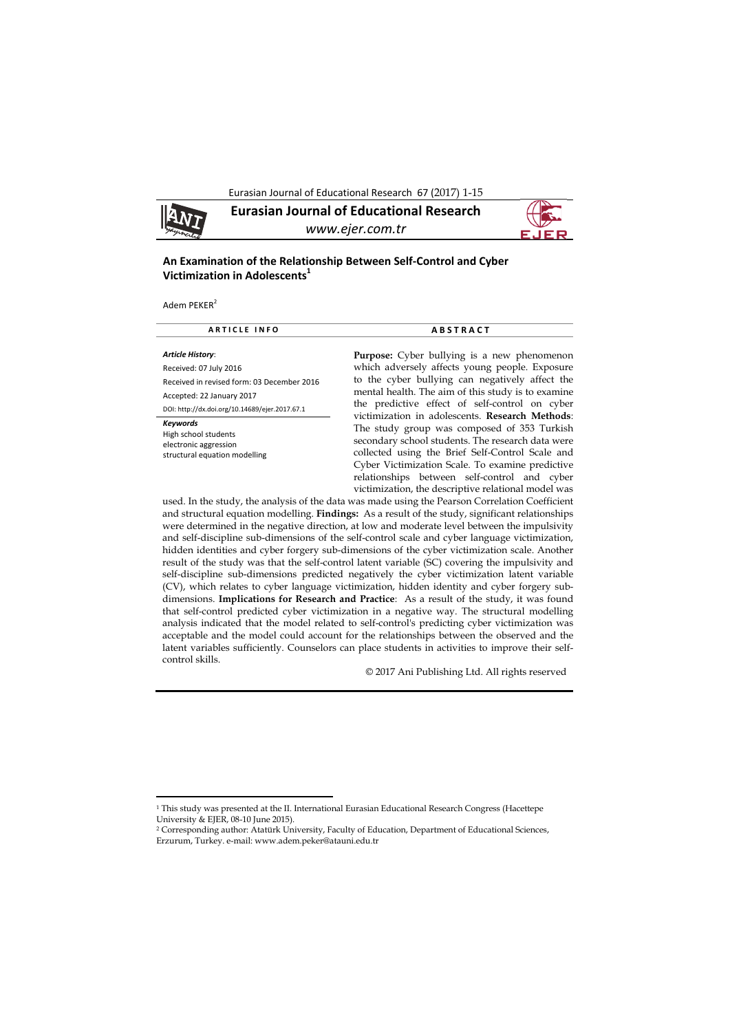# An Examination of the Relationship Between Self-Control and Cyber Victimization in Adolescents[1]

Adem PEKER[2]

**ARTICLE INFO**

***Article History*:**
Received: 07 July 2016
Received in revised form: 03 December 2016
Accepted: 22 January 2017
DOI: http://dx.doi.org/10.14689/ejer.2017.67.1

***Keywords***
High school students
electronic aggression
structural equation modelling

**ABSTRACT**

**Purpose:** Cyber bullying is a new phenomenon which adversely affects young people. Exposure to the cyber bullying can negatively affect the mental health. The aim of this study is to examine the predictive effect of self-control on cyber victimization in adolescents. **Research Methods**: The study group was composed of 353 Turkish secondary school students. The research data were collected using the Brief Self-Control Scale and Cyber Victimization Scale. To examine predictive relationships between self-control and cyber victimization, the descriptive relational model was used. In the study, the analysis of the data was made using the Pearson Correlation Coefficient and structural equation modelling. **Findings:** As a result of the study, significant relationships were determined in the negative direction, at low and moderate level between the impulsivity and self-discipline sub-dimensions of the self-control scale and cyber language victimization, hidden identities and cyber forgery sub-dimensions of the cyber victimization scale. Another result of the study was that the self-control latent variable (SC) covering the impulsivity and self-discipline sub-dimensions predicted negatively the cyber victimization latent variable (CV), which relates to cyber language victimization, hidden identity and cyber forgery sub-dimensions. **Implications for Research and Practice**: As a result of the study, it was found that self-control predicted cyber victimization in a negative way. The structural modelling analysis indicated that the model related to self-control's predicting cyber victimization was acceptable and the model could account for the relationships between the observed and the latent variables sufficiently. Counselors can place students in activities to improve their self-control skills.

© 2017 Ani Publishing Ltd. All rights reserved

---

[1] This study was presented at the II. International Eurasian Educational Research Congress (Hacettepe University & EJER, 08-10 June 2015).

[2] Corresponding author: Atatürk University, Faculty of Education, Department of Educational Sciences, Erzurum, Turkey. e-mail: www.adem.peker@atauni.edu.tr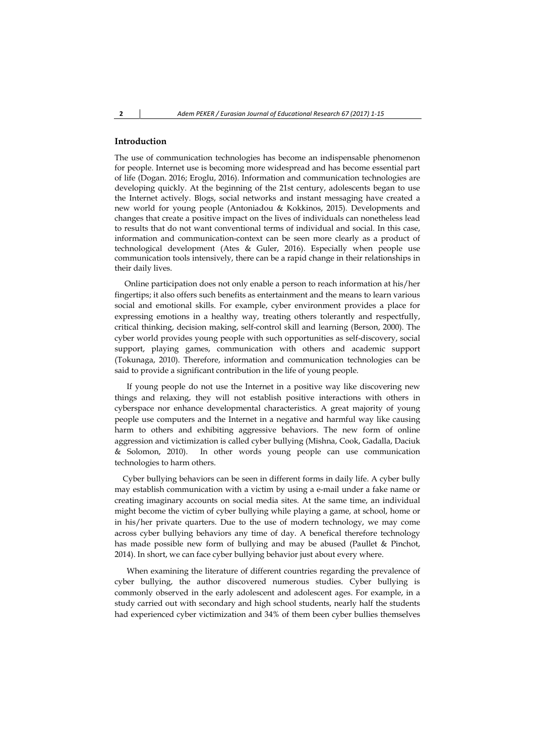## Introduction

The use of communication technologies has become an indispensable phenomenon for people. Internet use is becoming more widespread and has become essential part of life (Dogan. 2016; Eroglu, 2016). Information and communication technologies are developing quickly. At the beginning of the 21st century, adolescents began to use the Internet actively. Blogs, social networks and instant messaging have created a new world for young people (Antoniadou & Kokkinos, 2015). Developments and changes that create a positive impact on the lives of individuals can nonetheless lead to results that do not want conventional terms of individual and social. In this case, information and communication-context can be seen more clearly as a product of technological development (Ates & Guler, 2016). Especially when people use communication tools intensively, there can be a rapid change in their relationships in their daily lives.

Online participation does not only enable a person to reach information at his/her fingertips; it also offers such benefits as entertainment and the means to learn various social and emotional skills. For example, cyber environment provides a place for expressing emotions in a healthy way, treating others tolerantly and respectfully, critical thinking, decision making, self-control skill and learning (Berson, 2000). The cyber world provides young people with such opportunities as self-discovery, social support, playing games, communication with others and academic support (Tokunaga, 2010). Therefore, information and communication technologies can be said to provide a significant contribution in the life of young people.

If young people do not use the Internet in a positive way like discovering new things and relaxing, they will not establish positive interactions with others in cyberspace nor enhance developmental characteristics. A great majority of young people use computers and the Internet in a negative and harmful way like causing harm to others and exhibiting aggressive behaviors. The new form of online aggression and victimization is called cyber bullying (Mishna, Cook, Gadalla, Daciuk & Solomon, 2010). In other words young people can use communication technologies to harm others.

Cyber bullying behaviors can be seen in different forms in daily life. A cyber bully may establish communication with a victim by using a e-mail under a fake name or creating imaginary accounts on social media sites. At the same time, an individual might become the victim of cyber bullying while playing a game, at school, home or in his/her private quarters. Due to the use of modern technology, we may come across cyber bullying behaviors any time of day. A benefical therefore technology has made possible new form of bullying and may be abused (Paullet & Pinchot, 2014). In short, we can face cyber bullying behavior just about every where.

When examining the literature of different countries regarding the prevalence of cyber bullying, the author discovered numerous studies. Cyber bullying is commonly observed in the early adolescent and adolescent ages. For example, in a study carried out with secondary and high school students, nearly half the students had experienced cyber victimization and 34% of them been cyber bullies themselves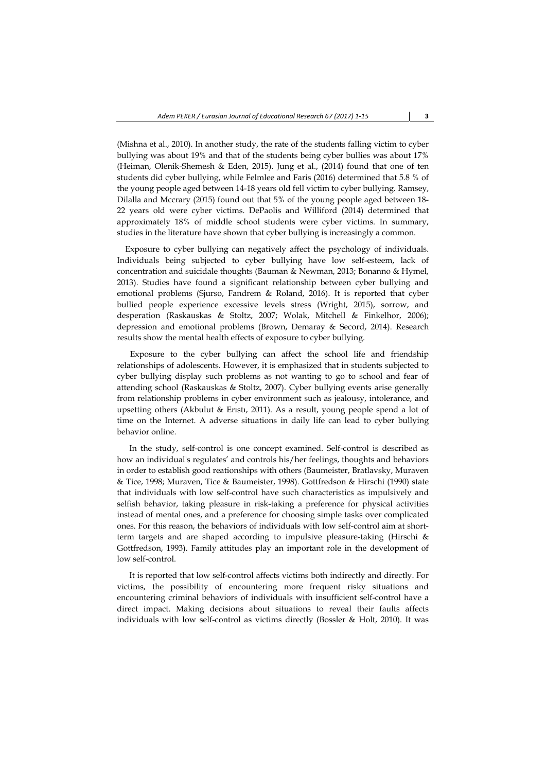(Mishna et al., 2010). In another study, the rate of the students falling victim to cyber bullying was about 19% and that of the students being cyber bullies was about 17% (Heiman, Olenik-Shemesh & Eden, 2015). Jung et al., (2014) found that one of ten students did cyber bullying, while Felmlee and Faris (2016) determined that 5.8 % of the young people aged between 14-18 years old fell victim to cyber bullying. Ramsey, Dilalla and Mccrary (2015) found out that 5% of the young people aged between 18-22 years old were cyber victims. DePaolis and Williford (2014) determined that approximately 18% of middle school students were cyber victims. In summary, studies in the literature have shown that cyber bullying is increasingly a common.

Exposure to cyber bullying can negatively affect the psychology of individuals. Individuals being subjected to cyber bullying have low self-esteem, lack of concentration and suicidale thoughts (Bauman & Newman, 2013; Bonanno & Hymel, 2013). Studies have found a significant relationship between cyber bullying and emotional problems (Sjurso, Fandrem & Roland, 2016). It is reported that cyber bullied people experience excessive levels stress (Wright, 2015), sorrow, and desperation (Raskauskas & Stoltz, 2007; Wolak, Mitchell & Finkelhor, 2006); depression and emotional problems (Brown, Demaray & Secord, 2014). Research results show the mental health effects of exposure to cyber bullying.

Exposure to the cyber bullying can affect the school life and friendship relationships of adolescents. However, it is emphasized that in students subjected to cyber bullying display such problems as not wanting to go to school and fear of attending school (Raskauskas & Stoltz, 2007). Cyber bullying events arise generally from relationship problems in cyber environment such as jealousy, intolerance, and upsetting others (Akbulut & Erıstı, 2011). As a result, young people spend a lot of time on the Internet. A adverse situations in daily life can lead to cyber bullying behavior online.

In the study, self-control is one concept examined. Self-control is described as how an individual's regulates' and controls his/her feelings, thoughts and behaviors in order to establish good reationships with others (Baumeister, Bratlavsky, Muraven & Tice, 1998; Muraven, Tice & Baumeister, 1998). Gottfredson & Hirschi (1990) state that individuals with low self-control have such characteristics as impulsively and selfish behavior, taking pleasure in risk-taking a preference for physical activities instead of mental ones, and a preference for choosing simple tasks over complicated ones. For this reason, the behaviors of individuals with low self-control aim at short-term targets and are shaped according to impulsive pleasure-taking (Hirschi & Gottfredson, 1993). Family attitudes play an important role in the development of low self-control.

It is reported that low self-control affects victims both indirectly and directly. For victims, the possibility of encountering more frequent risky situations and encountering criminal behaviors of individuals with insufficient self-control have a direct impact. Making decisions about situations to reveal their faults affects individuals with low self-control as victims directly (Bossler & Holt, 2010). It was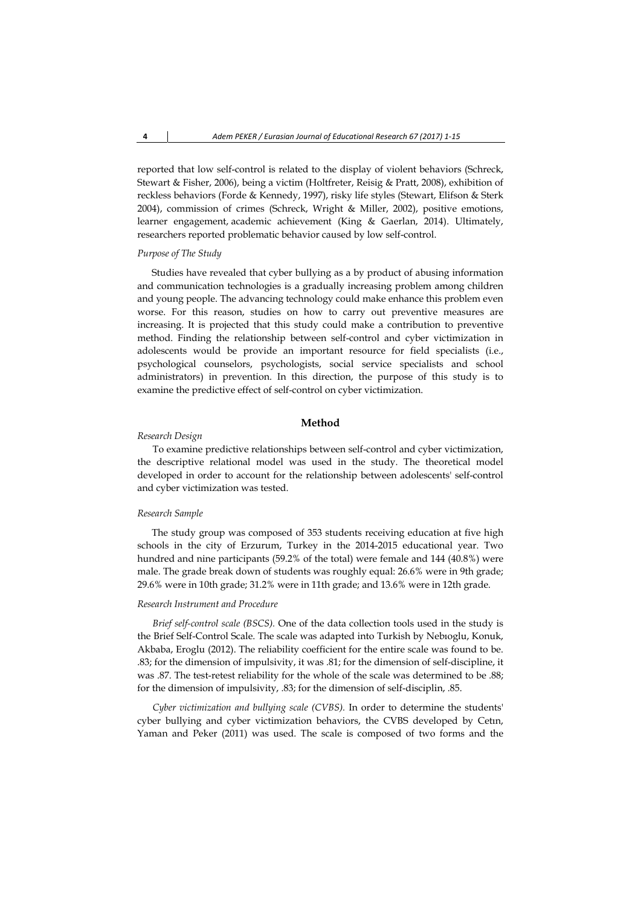reported that low self-control is related to the display of violent behaviors (Schreck, Stewart & Fisher, 2006), being a victim (Holtfreter, Reisig & Pratt, 2008), exhibition of reckless behaviors (Forde & Kennedy, 1997), risky life styles (Stewart, Elifson & Sterk 2004), commission of crimes (Schreck, Wright & Miller, 2002), positive emotions, learner engagement, academic achievement (King & Gaerlan, 2014). Ultimately, researchers reported problematic behavior caused by low self-control.

*Purpose of The Study*

Studies have revealed that cyber bullying as a by product of abusing information and communication technologies is a gradually increasing problem among children and young people. The advancing technology could make enhance this problem even worse. For this reason, studies on how to carry out preventive measures are increasing. It is projected that this study could make a contribution to preventive method. Finding the relationship between self-control and cyber victimization in adolescents would be provide an important resource for field specialists (i.e., psychological counselors, psychologists, social service specialists and school administrators) in prevention. In this direction, the purpose of this study is to examine the predictive effect of self-control on cyber victimization.

## Method

*Research Design*

To examine predictive relationships between self-control and cyber victimization, the descriptive relational model was used in the study. The theoretical model developed in order to account for the relationship between adolescents' self-control and cyber victimization was tested.

*Research Sample*

The study group was composed of 353 students receiving education at five high schools in the city of Erzurum, Turkey in the 2014-2015 educational year. Two hundred and nine participants (59.2% of the total) were female and 144 (40.8%) were male. The grade break down of students was roughly equal: 26.6% were in 9th grade; 29.6% were in 10th grade; 31.2% were in 11th grade; and 13.6% were in 12th grade.

*Research Instrument and Procedure*

*Brief self-control scale (BSCS).* One of the data collection tools used in the study is the Brief Self-Control Scale. The scale was adapted into Turkish by Nebıoglu, Konuk, Akbaba, Eroglu (2012). The reliability coefficient for the entire scale was found to be. .83; for the dimension of impulsivity, it was .81; for the dimension of self-discipline, it was .87. The test-retest reliability for the whole of the scale was determined to be .88; for the dimension of impulsivity, .83; for the dimension of self-disciplin, .85.

*Cyber victimization and bullying scale (CVBS).* In order to determine the students' cyber bullying and cyber victimization behaviors, the CVBS developed by Cetın, Yaman and Peker (2011) was used. The scale is composed of two forms and the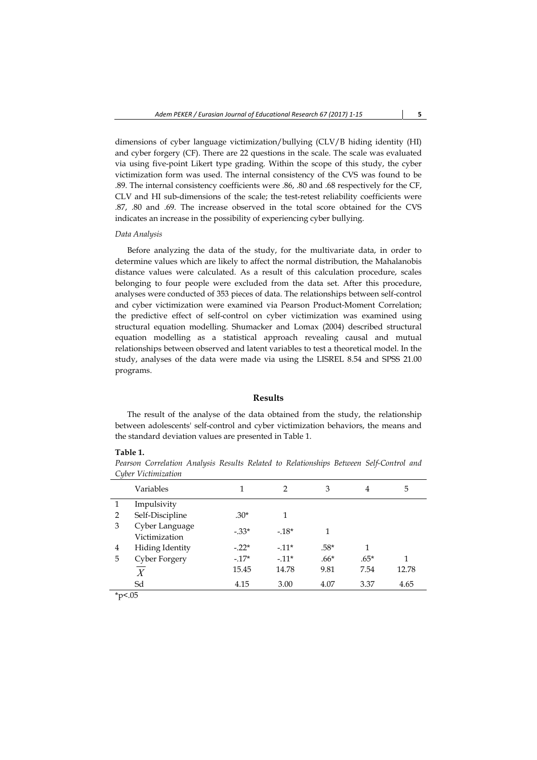dimensions of cyber language victimization/bullying (CLV/B hiding identity (HI) and cyber forgery (CF). There are 22 questions in the scale. The scale was evaluated via using five-point Likert type grading. Within the scope of this study, the cyber victimization form was used. The internal consistency of the CVS was found to be .89. The internal consistency coefficients were .86, .80 and .68 respectively for the CF, CLV and HI sub-dimensions of the scale; the test-retest reliability coefficients were .87, .80 and .69. The increase observed in the total score obtained for the CVS indicates an increase in the possibility of experiencing cyber bullying.

*Data Analysis*

Before analyzing the data of the study, for the multivariate data, in order to determine values which are likely to affect the normal distribution, the Mahalanobis distance values were calculated. As a result of this calculation procedure, scales belonging to four people were excluded from the data set. After this procedure, analyses were conducted of 353 pieces of data. The relationships between self-control and cyber victimization were examined via Pearson Product-Moment Correlation; the predictive effect of self-control on cyber victimization was examined using structural equation modelling. Shumacker and Lomax (2004) described structural equation modelling as a statistical approach revealing causal and mutual relationships between observed and latent variables to test a theoretical model. In the study, analyses of the data were made via using the LISREL 8.54 and SPSS 21.00 programs.

## Results

The result of the analyse of the data obtained from the study, the relationship between adolescents' self-control and cyber victimization behaviors, the means and the standard deviation values are presented in Table 1.

**Table 1.**

*Pearson Correlation Analysis Results Related to Relationships Between Self-Control and Cyber Victimization*

| | Variables | 1 | 2 | 3 | 4 | 5 |
|---|---|---|---|---|---|---|
| 1 | Impulsivity | | | | | |
| 2 | Self-Discipline | .30* | 1 | | | |
| 3 | Cyber Language Victimization | -.33* | -.18* | 1 | | |
| 4 | Hiding Identity | -.22* | -.11* | .58* | 1 | |
| 5 | Cyber Forgery | -.17* | -.11* | .66* | .65* | 1 |
| | $\overline{X}$ | 15.45 | 14.78 | 9.81 | 7.54 | 12.78 |
| | Sd | 4.15 | 3.00 | 4.07 | 3.37 | 4.65 |

*p<.05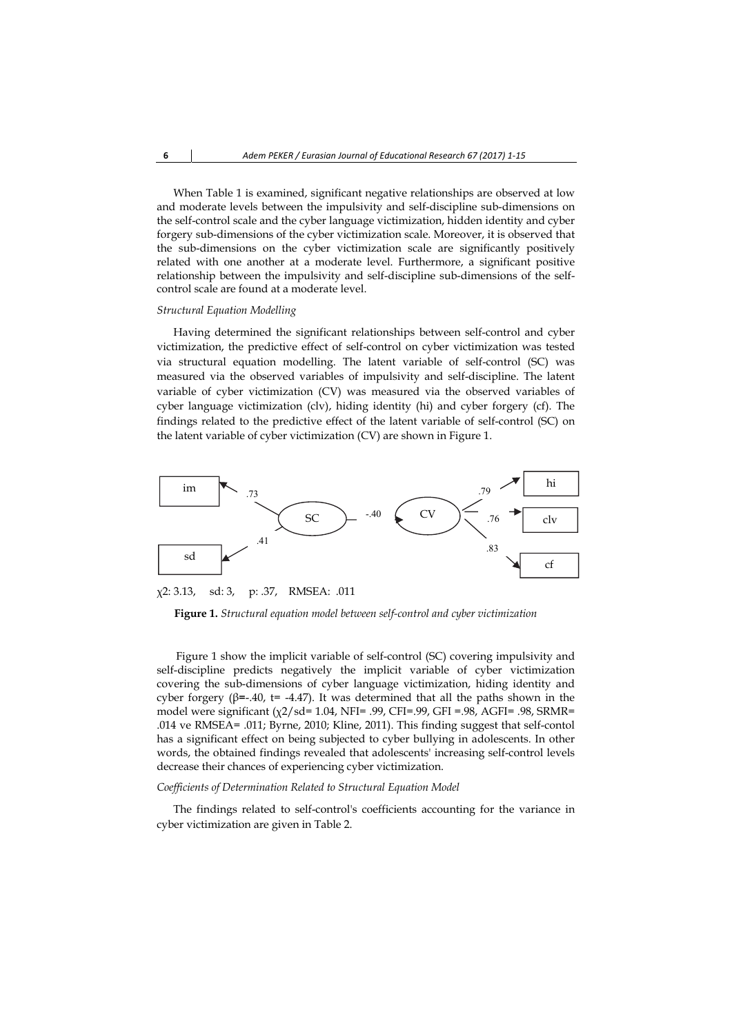When Table 1 is examined, significant negative relationships are observed at low and moderate levels between the impulsivity and self-discipline sub-dimensions on the self-control scale and the cyber language victimization, hidden identity and cyber forgery sub-dimensions of the cyber victimization scale. Moreover, it is observed that the sub-dimensions on the cyber victimization scale are significantly positively related with one another at a moderate level. Furthermore, a significant positive relationship between the impulsivity and self-discipline sub-dimensions of the self-control scale are found at a moderate level.

*Structural Equation Modelling*

Having determined the significant relationships between self-control and cyber victimization, the predictive effect of self-control on cyber victimization was tested via structural equation modelling. The latent variable of self-control (SC) was measured via the observed variables of impulsivity and self-discipline. The latent variable of cyber victimization (CV) was measured via the observed variables of cyber language victimization (clv), hiding identity (hi) and cyber forgery (cf). The findings related to the predictive effect of the latent variable of self-control (SC) on the latent variable of cyber victimization (CV) are shown in Figure 1.

im .73 sd .41 SC -.40 CV .79 hi .76 clv .83 cf

$\chi 2$: 3.13, sd: 3, p: .37, RMSEA: .011

**Figure 1.** *Structural equation model between self-control and cyber victimization*

Figure 1 show the implicit variable of self-control (SC) covering impulsivity and self-discipline predicts negatively the implicit variable of cyber victimization covering the sub-dimensions of cyber language victimization, hiding identity and cyber forgery ($\beta$=-.40, t= -4.47). It was determined that all the paths shown in the model were significant ($\chi 2$/sd= 1.04, NFI= .99, CFI=.99, GFI =.98, AGFI= .98, SRMR= .014 ve RMSEA= .011; Byrne, 2010; Kline, 2011). This finding suggest that self-contol has a significant effect on being subjected to cyber bullying in adolescents. In other words, the obtained findings revealed that adolescents' increasing self-control levels decrease their chances of experiencing cyber victimization.

*Coefficients of Determination Related to Structural Equation Model*

The findings related to self-control's coefficients accounting for the variance in cyber victimization are given in Table 2.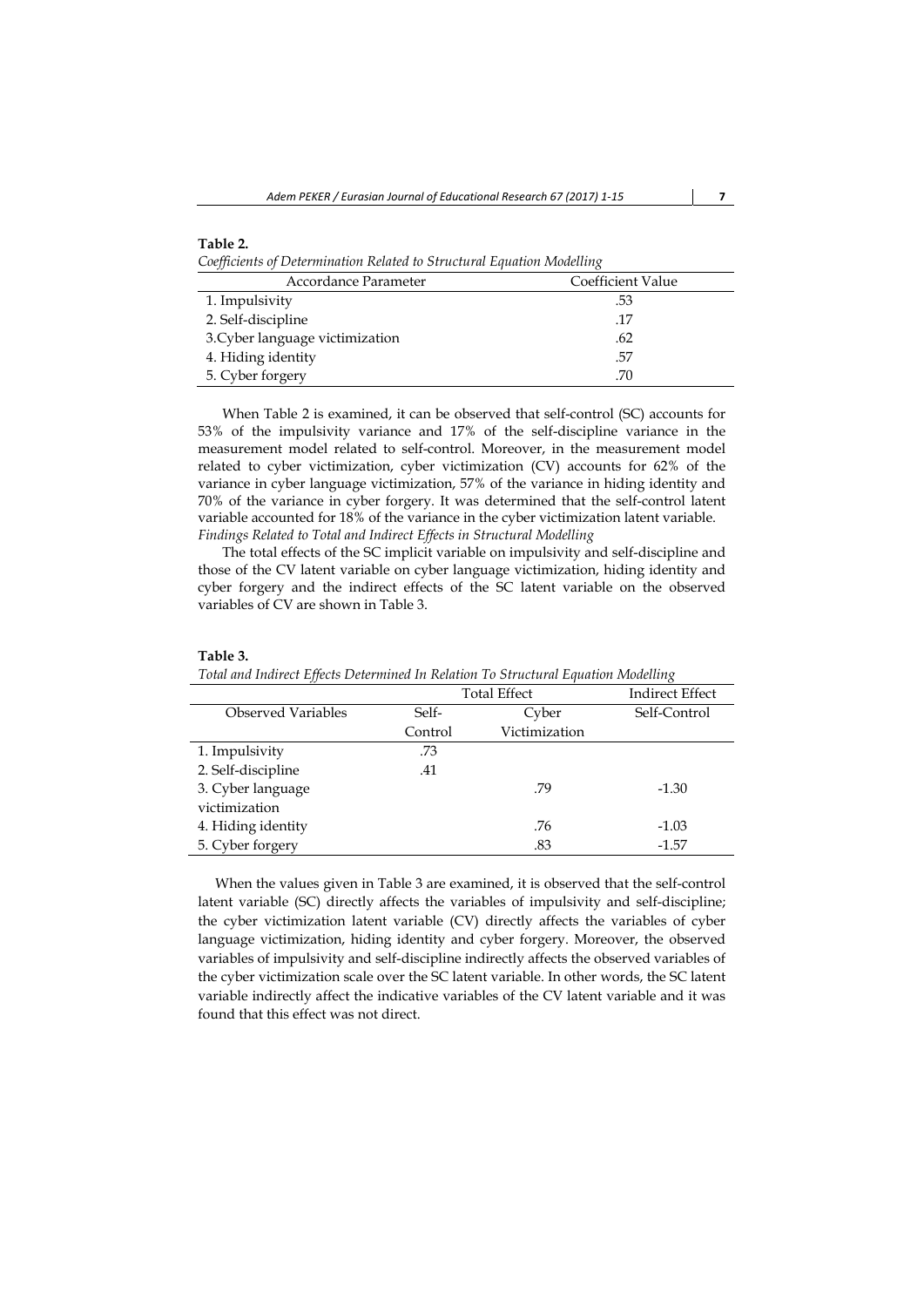**Table 2.**

*Coefficients of Determination Related to Structural Equation Modelling*

| Accordance Parameter | Coefficient Value |
|---|---|
| 1. Impulsivity | .53 |
| 2. Self-discipline | .17 |
| 3.Cyber language victimization | .62 |
| 4. Hiding identity | .57 |
| 5. Cyber forgery | .70 |

When Table 2 is examined, it can be observed that self-control (SC) accounts for 53% of the impulsivity variance and 17% of the self-discipline variance in the measurement model related to self-control. Moreover, in the measurement model related to cyber victimization, cyber victimization (CV) accounts for 62% of the variance in cyber language victimization, 57% of the variance in hiding identity and 70% of the variance in cyber forgery. It was determined that the self-control latent variable accounted for 18% of the variance in the cyber victimization latent variable.

*Findings Related to Total and Indirect Effects in Structural Modelling*

The total effects of the SC implicit variable on impulsivity and self-discipline and those of the CV latent variable on cyber language victimization, hiding identity and cyber forgery and the indirect effects of the SC latent variable on the observed variables of CV are shown in Table 3.

**Table 3.**

*Total and Indirect Effects Determined In Relation To Structural Equation Modelling*

| | Total Effect | | Indirect Effect |
|---|---|---|---|
| Observed Variables | Self-Control | Cyber Victimization | Self-Control |
| 1. Impulsivity | .73 | | |
| 2. Self-discipline | .41 | | |
| 3. Cyber language victimization | | .79 | -1.30 |
| 4. Hiding identity | | .76 | -1.03 |
| 5. Cyber forgery | | .83 | -1.57 |

When the values given in Table 3 are examined, it is observed that the self-control latent variable (SC) directly affects the variables of impulsivity and self-discipline; the cyber victimization latent variable (CV) directly affects the variables of cyber language victimization, hiding identity and cyber forgery. Moreover, the observed variables of impulsivity and self-discipline indirectly affects the observed variables of the cyber victimization scale over the SC latent variable. In other words, the SC latent variable indirectly affect the indicative variables of the CV latent variable and it was found that this effect was not direct.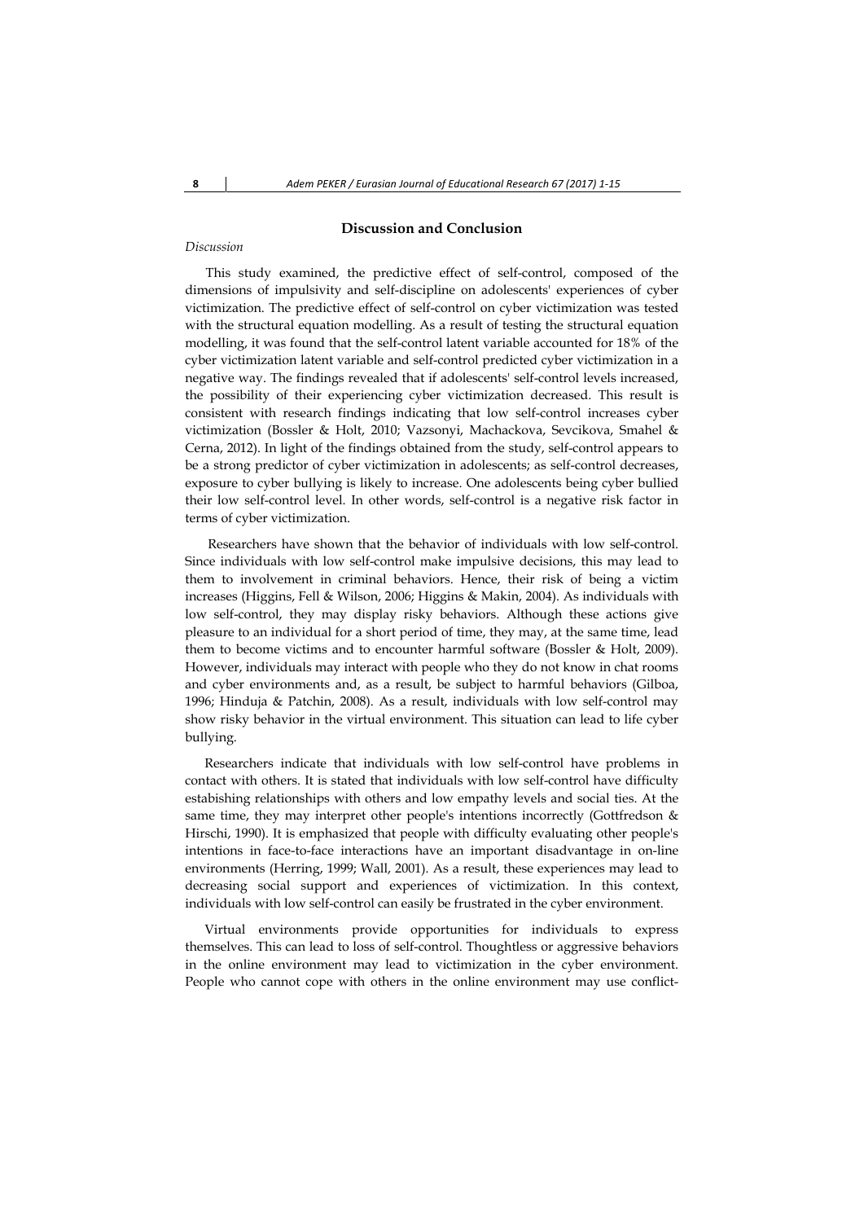## Discussion and Conclusion

*Discussion*

This study examined, the predictive effect of self-control, composed of the dimensions of impulsivity and self-discipline on adolescents' experiences of cyber victimization. The predictive effect of self-control on cyber victimization was tested with the structural equation modelling. As a result of testing the structural equation modelling, it was found that the self-control latent variable accounted for 18% of the cyber victimization latent variable and self-control predicted cyber victimization in a negative way. The findings revealed that if adolescents' self-control levels increased, the possibility of their experiencing cyber victimization decreased. This result is consistent with research findings indicating that low self-control increases cyber victimization (Bossler & Holt, 2010; Vazsonyi, Machackova, Sevcikova, Smahel & Cerna, 2012). In light of the findings obtained from the study, self-control appears to be a strong predictor of cyber victimization in adolescents; as self-control decreases, exposure to cyber bullying is likely to increase. One adolescents being cyber bullied their low self-control level. In other words, self-control is a negative risk factor in terms of cyber victimization.

Researchers have shown that the behavior of individuals with low self-control. Since individuals with low self-control make impulsive decisions, this may lead to them to involvement in criminal behaviors. Hence, their risk of being a victim increases (Higgins, Fell & Wilson, 2006; Higgins & Makin, 2004). As individuals with low self-control, they may display risky behaviors. Although these actions give pleasure to an individual for a short period of time, they may, at the same time, lead them to become victims and to encounter harmful software (Bossler & Holt, 2009). However, individuals may interact with people who they do not know in chat rooms and cyber environments and, as a result, be subject to harmful behaviors (Gilboa, 1996; Hinduja & Patchin, 2008). As a result, individuals with low self-control may show risky behavior in the virtual environment. This situation can lead to life cyber bullying.

Researchers indicate that individuals with low self-control have problems in contact with others. It is stated that individuals with low self-control have difficulty estabishing relationships with others and low empathy levels and social ties. At the same time, they may interpret other people's intentions incorrectly (Gottfredson & Hirschi, 1990). It is emphasized that people with difficulty evaluating other people's intentions in face-to-face interactions have an important disadvantage in on-line environments (Herring, 1999; Wall, 2001). As a result, these experiences may lead to decreasing social support and experiences of victimization. In this context, individuals with low self-control can easily be frustrated in the cyber environment.

Virtual environments provide opportunities for individuals to express themselves. This can lead to loss of self-control. Thoughtless or aggressive behaviors in the online environment may lead to victimization in the cyber environment. People who cannot cope with others in the online environment may use conflict-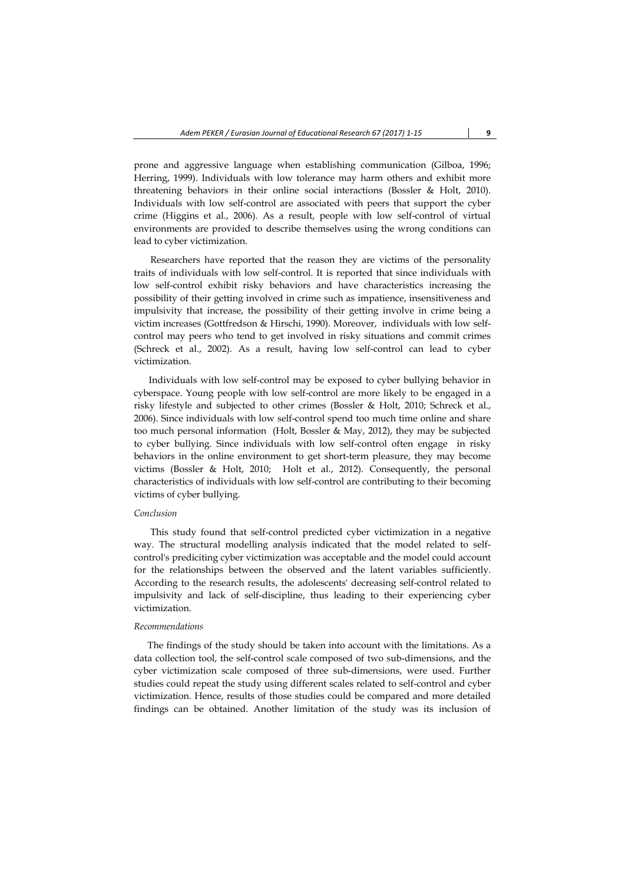prone and aggressive language when establishing communication (Gilboa, 1996; Herring, 1999). Individuals with low tolerance may harm others and exhibit more threatening behaviors in their online social interactions (Bossler & Holt, 2010). Individuals with low self-control are associated with peers that support the cyber crime (Higgins et al., 2006). As a result, people with low self-control of virtual environments are provided to describe themselves using the wrong conditions can lead to cyber victimization.

Researchers have reported that the reason they are victims of the personality traits of individuals with low self-control. It is reported that since individuals with low self-control exhibit risky behaviors and have characteristics increasing the possibility of their getting involved in crime such as impatience, insensitiveness and impulsivity that increase, the possibility of their getting involve in crime being a victim increases (Gottfredson & Hirschi, 1990). Moreover, individuals with low self-control may peers who tend to get involved in risky situations and commit crimes (Schreck et al., 2002). As a result, having low self-control can lead to cyber victimization.

Individuals with low self-control may be exposed to cyber bullying behavior in cyberspace. Young people with low self-control are more likely to be engaged in a risky lifestyle and subjected to other crimes (Bossler & Holt, 2010; Schreck et al., 2006). Since individuals with low self-control spend too much time online and share too much personal information (Holt, Bossler & May, 2012), they may be subjected to cyber bullying. Since individuals with low self-control often engage in risky behaviors in the online environment to get short-term pleasure, they may become victims (Bossler & Holt, 2010; Holt et al., 2012). Consequently, the personal characteristics of individuals with low self-control are contributing to their becoming victims of cyber bullying.

*Conclusion*

This study found that self-control predicted cyber victimization in a negative way. The structural modelling analysis indicated that the model related to self-control's prediciting cyber victimization was acceptable and the model could account for the relationships between the observed and the latent variables sufficiently. According to the research results, the adolescents' decreasing self-control related to impulsivity and lack of self-discipline, thus leading to their experiencing cyber victimization.

*Recommendations*

The findings of the study should be taken into account with the limitations. As a data collection tool, the self-control scale composed of two sub-dimensions, and the cyber victimization scale composed of three sub-dimensions, were used. Further studies could repeat the study using different scales related to self-control and cyber victimization. Hence, results of those studies could be compared and more detailed findings can be obtained. Another limitation of the study was its inclusion of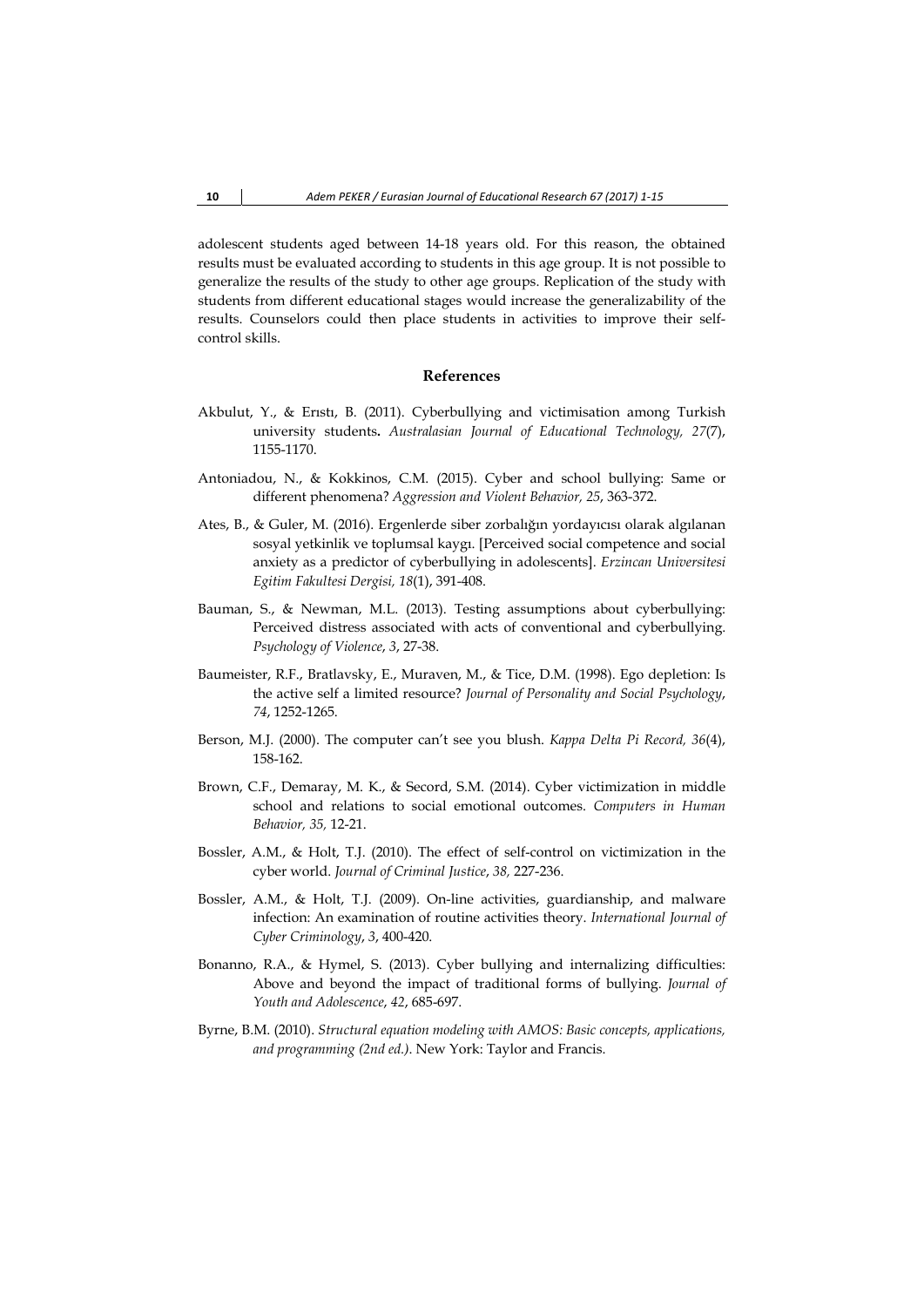adolescent students aged between 14-18 years old. For this reason, the obtained results must be evaluated according to students in this age group. It is not possible to generalize the results of the study to other age groups. Replication of the study with students from different educational stages would increase the generalizability of the results. Counselors could then place students in activities to improve their self-control skills.

## References

Akbulut, Y., & Erıstı, B. (2011). Cyberbullying and victimisation among Turkish university students**.** *Australasian Journal of Educational Technology, 27*(7), 1155-1170.

Antoniadou, N., & Kokkinos, C.M. (2015). Cyber and school bullying: Same or different phenomena? *Aggression and Violent Behavior, 25*, 363-372.

Ates, B., & Guler, M. (2016). Ergenlerde siber zorbalığın yordayıcısı olarak algılanan sosyal yetkinlik ve toplumsal kaygı. [Perceived social competence and social anxiety as a predictor of cyberbullying in adolescents]. *Erzincan Universitesi Egitim Fakultesi Dergisi, 18*(1), 391-408.

Bauman, S., & Newman, M.L. (2013). Testing assumptions about cyberbullying: Perceived distress associated with acts of conventional and cyberbullying. *Psychology of Violence*, *3*, 27-38.

Baumeister, R.F., Bratlavsky, E., Muraven, M., & Tice, D.M. (1998). Ego depletion: Is the active self a limited resource? *Journal of Personality and Social Psychology*, *74*, 1252-1265.

Berson, M.J. (2000). The computer can't see you blush. *Kappa Delta Pi Record, 36*(4), 158-162.

Brown, C.F., Demaray, M. K., & Secord, S.M. (2014). Cyber victimization in middle school and relations to social emotional outcomes. *Computers in Human Behavior, 35,* 12-21.

Bossler, A.M., & Holt, T.J. (2010). The effect of self-control on victimization in the cyber world. *Journal of Criminal Justice*, *38,* 227-236.

Bossler, A.M., & Holt, T.J. (2009). On-line activities, guardianship, and malware infection: An examination of routine activities theory. *International Journal of Cyber Criminology*, *3*, 400-420.

Bonanno, R.A., & Hymel, S. (2013). Cyber bullying and internalizing difficulties: Above and beyond the impact of traditional forms of bullying. *Journal of Youth and Adolescence*, *42*, 685-697.

Byrne, B.M. (2010). *Structural equation modeling with AMOS: Basic concepts, applications, and programming (2nd ed.)*. New York: Taylor and Francis.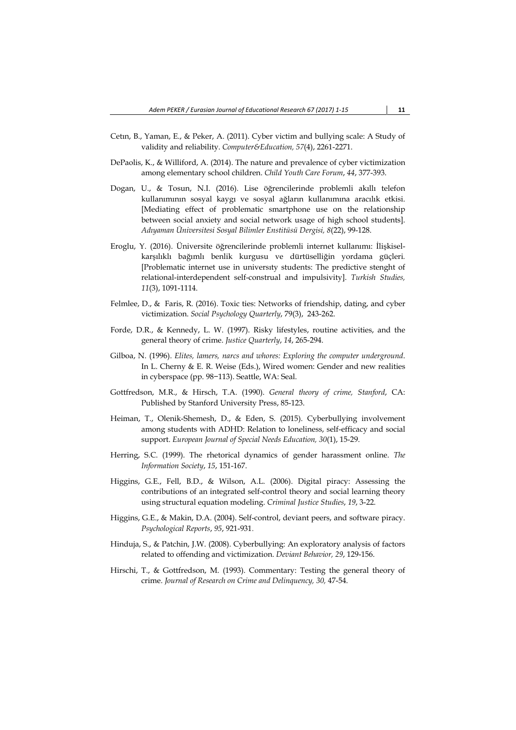Cetın, B., Yaman, E., & Peker, A. (2011). Cyber victim and bullying scale: A Study of validity and reliability. *Computer&Education, 57*(4), 2261-2271.

DePaolis, K., & Williford, A. (2014). The nature and prevalence of cyber victimization among elementary school children. *Child Youth Care Forum*, *44*, 377-393.

Dogan, U., & Tosun, N.I. (2016). Lise öğrencilerinde problemli akıllı telefon kullanımının sosyal kaygı ve sosyal ağların kullanımına aracılık etkisi. [Mediating effect of problematic smartphone use on the relationship between social anxiety and social network usage of high school students]. *Adıyaman Üniversitesi Sosyal Bilimler Enstitüsü Dergisi, 8*(22), 99-128.

Eroglu, Y. (2016). Üniversite öğrencilerinde problemli internet kullanımı: İlişkisel-karşılıklı bağımlı benlik kurgusu ve dürtüselliğin yordama güçleri. [Problematic internet use in universıty students: The predictive stenght of relational-interdependent self-construal and impulsivity]. *Turkish Studies, 11*(3), 1091-1114.

Felmlee, D., & Faris, R. (2016). Toxic ties: Networks of friendship, dating, and cyber victimization. *Social Psychology Quarterly*, 79(3), 243-262.

Forde, D.R., & Kennedy, L. W. (1997). Risky lifestyles, routine activities, and the general theory of crime. *Justice Quarterly*, *14*, 265-294.

Gilboa, N. (1996). *Elites, lamers, narcs and whores: Exploring the computer underground*. In L. Cherny & E. R. Weise (Eds.), Wired women: Gender and new realities in cyberspace (pp. 98−113). Seattle, WA: Seal.

Gottfredson, M.R., & Hirsch, T.A. (1990). *General theory of crime, Stanford*, CA: Published by Stanford University Press, 85-123.

Heiman, T., Olenik-Shemesh, D., & Eden, S. (2015). Cyberbullying involvement among students with ADHD: Relation to loneliness, self-efficacy and social support. *European Journal of Special Needs Education, 30*(1), 15-29.

Herring, S.C. (1999). The rhetorical dynamics of gender harassment online. *The Information Society*, *15*, 151-167.

Higgins, G.E., Fell, B.D., & Wilson, A.L. (2006). Digital piracy: Assessing the contributions of an integrated self-control theory and social learning theory using structural equation modeling. *Criminal Justice Studies*, *19*, 3-22.

Higgins, G.E., & Makin, D.A. (2004). Self-control, deviant peers, and software piracy. *Psychological Reports*, *95*, 921-931.

Hinduja, S., & Patchin, J.W. (2008). Cyberbullying: An exploratory analysis of factors related to offending and victimization. *Deviant Behavior, 29*, 129-156.

Hirschi, T., & Gottfredson, M. (1993). Commentary: Testing the general theory of crime. *Journal of Research on Crime and Delinquency, 30,* 47-54.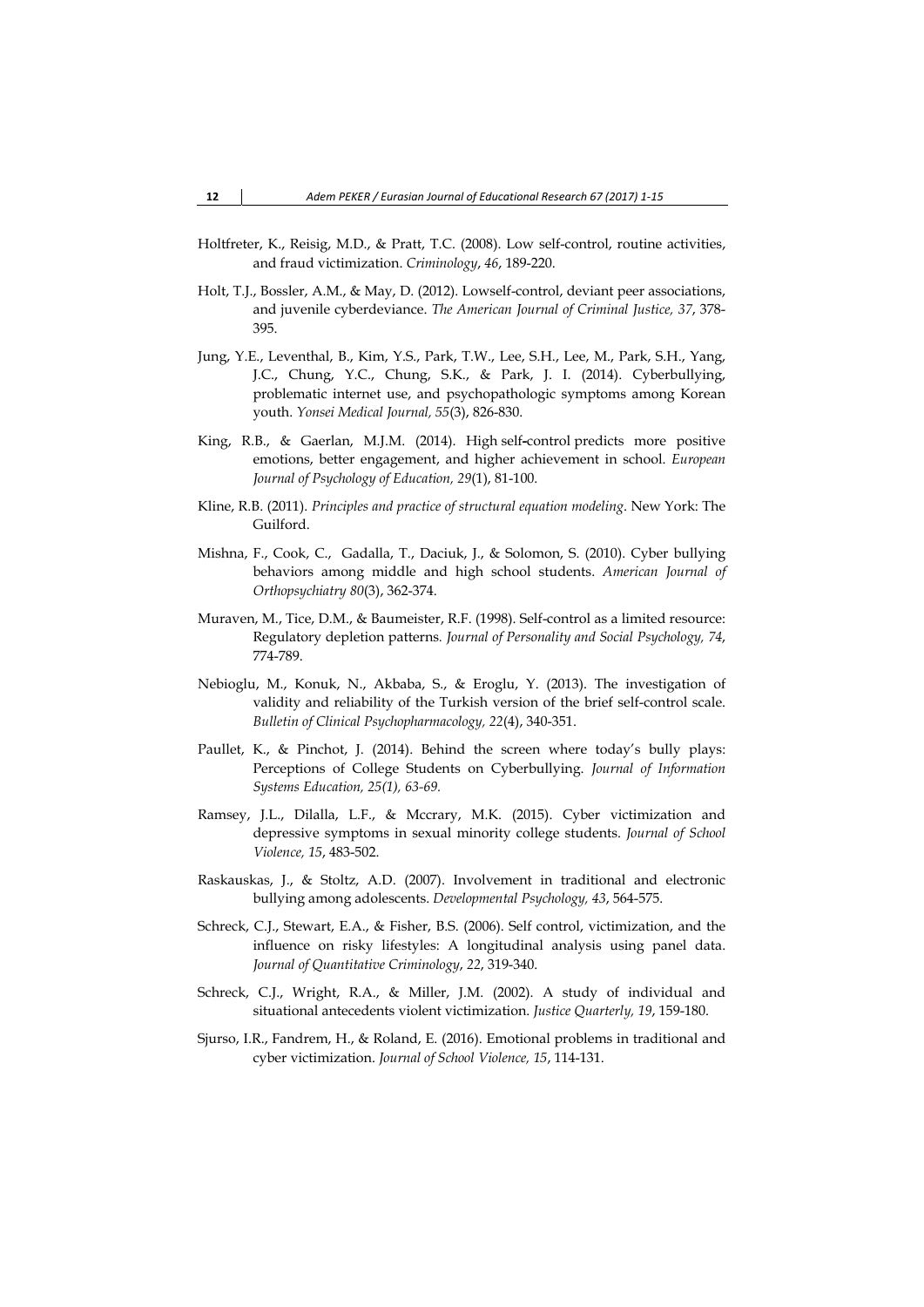Holtfreter, K., Reisig, M.D., & Pratt, T.C. (2008). Low self-control, routine activities, and fraud victimization. *Criminology*, *46*, 189-220.

Holt, T.J., Bossler, A.M., & May, D. (2012). Lowself-control, deviant peer associations, and juvenile cyberdeviance. *The American Journal of Criminal Justice, 37*, 378-395.

Jung, Y.E., Leventhal, B., Kim, Y.S., Park, T.W., Lee, S.H., Lee, M., Park, S.H., Yang, J.C., Chung, Y.C., Chung, S.K., & Park, J. I. (2014). Cyberbullying, problematic internet use, and psychopathologic symptoms among Korean youth. *Yonsei Medical Journal, 55*(3), 826-830.

King, R.B., & Gaerlan, M.J.M. (2014). High self-control predicts more positive emotions, better engagement, and higher achievement in school. *European Journal of Psychology of Education, 29*(1), 81-100.

Kline, R.B. (2011). *Principles and practice of structural equation modeling*. New York: The Guilford.

Mishna, F., Cook, C., Gadalla, T., Daciuk, J., & Solomon, S. (2010). Cyber bullying behaviors among middle and high school students. *American Journal of Orthopsychiatry 80*(3), 362-374.

Muraven, M., Tice, D.M., & Baumeister, R.F. (1998). Self-control as a limited resource: Regulatory depletion patterns. *Journal of Personality and Social Psychology, 74*, 774-789.

Nebioglu, M., Konuk, N., Akbaba, S., & Eroglu, Y. (2013). The investigation of validity and reliability of the Turkish version of the brief self-control scale. *Bulletin of Clinical Psychopharmacology, 22*(4), 340-351.

Paullet, K., & Pinchot, J. (2014). Behind the screen where today's bully plays: Perceptions of College Students on Cyberbullying. *Journal of Information Systems Education, 25(1), 63-69.*

Ramsey, J.L., Dilalla, L.F., & Mccrary, M.K. (2015). Cyber victimization and depressive symptoms in sexual minority college students. *Journal of School Violence, 15*, 483-502.

Raskauskas, J., & Stoltz, A.D. (2007). Involvement in traditional and electronic bullying among adolescents. *Developmental Psychology, 43*, 564-575.

Schreck, C.J., Stewart, E.A., & Fisher, B.S. (2006). Self control, victimization, and the influence on risky lifestyles: A longitudinal analysis using panel data. *Journal of Quantitative Criminology*, *22*, 319-340.

Schreck, C.J., Wright, R.A., & Miller, J.M. (2002). A study of individual and situational antecedents violent victimization. *Justice Quarterly, 19*, 159-180.

Sjurso, I.R., Fandrem, H., & Roland, E. (2016). Emotional problems in traditional and cyber victimization. *Journal of School Violence, 15*, 114-131.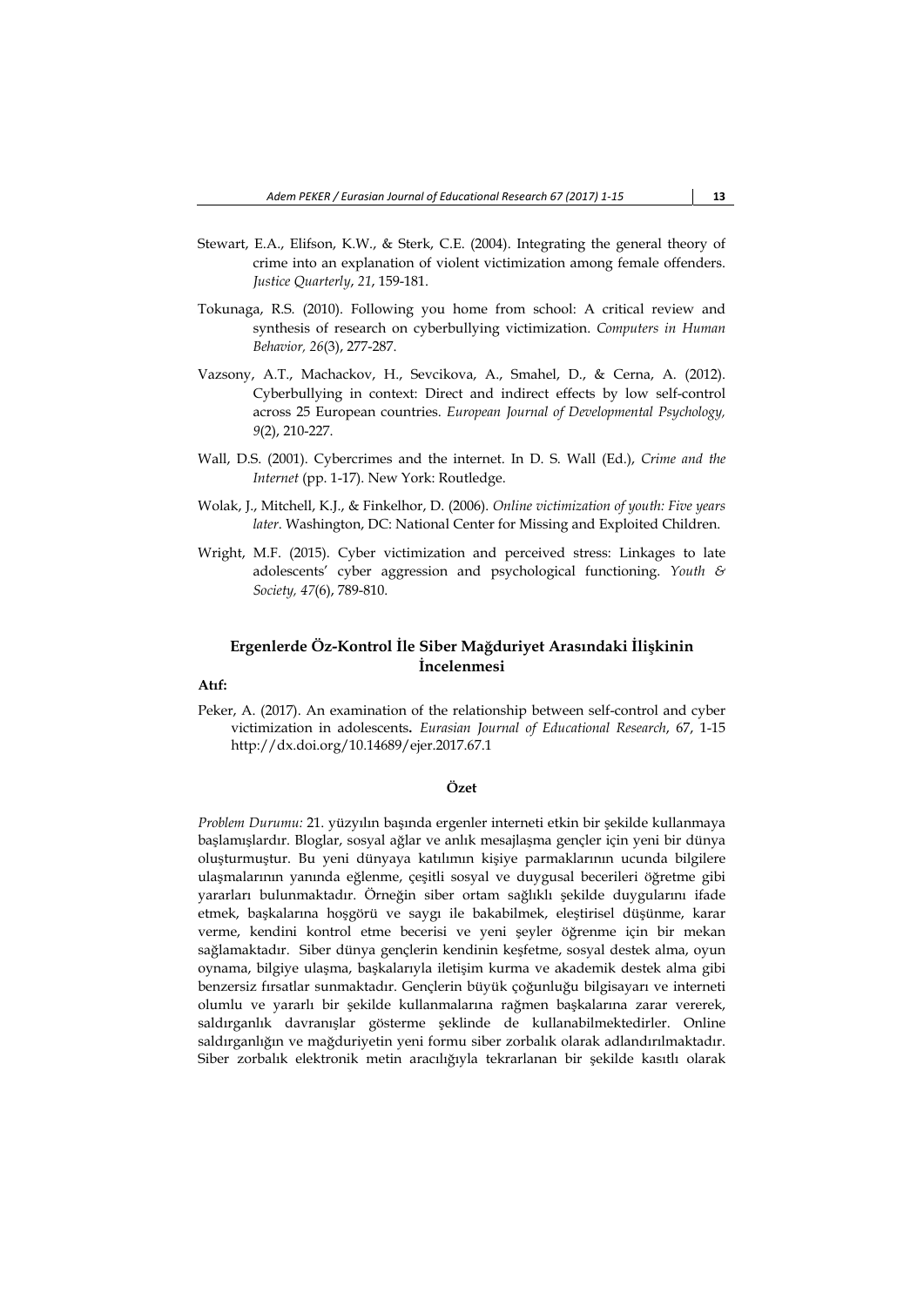Stewart, E.A., Elifson, K.W., & Sterk, C.E. (2004). Integrating the general theory of crime into an explanation of violent victimization among female offenders. *Justice Quarterly*, *21*, 159-181.

Tokunaga, R.S. (2010). Following you home from school: A critical review and synthesis of research on cyberbullying victimization. *Computers in Human Behavior, 26*(3), 277-287.

Vazsony, A.T., Machackov, H., Sevcikova, A., Smahel, D., & Cerna, A. (2012). Cyberbullying in context: Direct and indirect effects by low self-control across 25 European countries. *European Journal of Developmental Psychology, 9*(2), 210-227.

Wall, D.S. (2001). Cybercrimes and the internet. In D. S. Wall (Ed.), *Crime and the Internet* (pp. 1-17). New York: Routledge.

Wolak, J., Mitchell, K.J., & Finkelhor, D. (2006). *Online victimization of youth: Five years later*. Washington, DC: National Center for Missing and Exploited Children.

Wright, M.F. (2015). Cyber victimization and perceived stress: Linkages to late adolescents' cyber aggression and psychological functioning. *Youth & Society, 47*(6), 789-810.

## Ergenlerde Öz-Kontrol İle Siber Mağduriyet Arasındaki İlişkinin İncelenmesi

**Atıf:**

Peker, A. (2017). An examination of the relationship between self-control and cyber victimization in adolescents**.** *Eurasian Journal of Educational Research*, 67, 1-15 http://dx.doi.org/10.14689/ejer.2017.67.1

### Özet

*Problem Durumu:* 21. yüzyılın başında ergenler interneti etkin bir şekilde kullanmaya başlamışlardır. Bloglar, sosyal ağlar ve anlık mesajlaşma gençler için yeni bir dünya oluşturmuştur. Bu yeni dünyaya katılımın kişiye parmaklarının ucunda bilgilere ulaşmalarının yanında eğlenme, çeşitli sosyal ve duygusal becerileri öğretme gibi yararları bulunmaktadır. Örneğin siber ortam sağlıklı şekilde duygularını ifade etmek, başkalarına hoşgörü ve saygı ile bakabilmek, eleştirisel düşünme, karar verme, kendini kontrol etme becerisi ve yeni şeyler öğrenme için bir mekan sağlamaktadır. Siber dünya gençlerin kendinin keşfetme, sosyal destek alma, oyun oynama, bilgiye ulaşma, başkalarıyla iletişim kurma ve akademik destek alma gibi benzersiz fırsatlar sunmaktadır. Gençlerin büyük çoğunluğu bilgisayarı ve interneti olumlu ve yararlı bir şekilde kullanmalarına rağmen başkalarına zarar vererek, saldırganlık davranışlar gösterme şeklinde de kullanabilmektedirler. Online saldırganlığın ve mağduriyetin yeni formu siber zorbalık olarak adlandırılmaktadır. Siber zorbalık elektronik metin aracılığıyla tekrarlanan bir şekilde kasıtlı olarak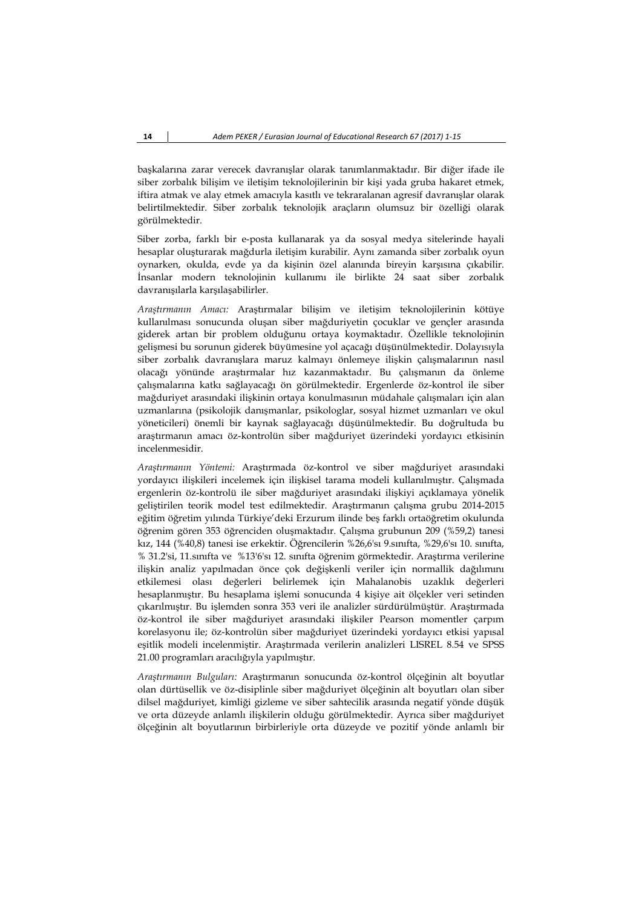başkalarına zarar verecek davranışlar olarak tanımlanmaktadır. Bir diğer ifade ile siber zorbalık bilişim ve iletişim teknolojilerinin bir kişi yada gruba hakaret etmek, iftira atmak ve alay etmek amacıyla kasıtlı ve tekraralanan agresif davranışlar olarak belirtilmektedir. Siber zorbalık teknolojik araçların olumsuz bir özelliği olarak görülmektedir.

Siber zorba, farklı bir e-posta kullanarak ya da sosyal medya sitelerinde hayali hesaplar oluşturarak mağdurla iletişim kurabilir. Aynı zamanda siber zorbalık oyun oynarken, okulda, evde ya da kişinin özel alanında bireyin karşısına çıkabilir. İnsanlar modern teknolojinin kullanımı ile birlikte 24 saat siber zorbalık davranışılarla karşılaşabilirler.

*Araştırmanın Amacı:* Araştırmalar bilişim ve iletişim teknolojilerinin kötüye kullanılması sonucunda oluşan siber mağduriyetin çocuklar ve gençler arasında giderek artan bir problem olduğunu ortaya koymaktadır. Özellikle teknolojinin gelişmesi bu sorunun giderek büyümesine yol açacağı düşünülmektedir. Dolayısıyla siber zorbalık davranışlara maruz kalmayı önlemeye ilişkin çalışmalarının nasıl olacağı yönünde araştırmalar hız kazanmaktadır. Bu çalışmanın da önleme çalışmalarına katkı sağlayacağı ön görülmektedir. Ergenlerde öz-kontrol ile siber mağduriyet arasındaki ilişkinin ortaya konulmasının müdahale çalışmaları için alan uzmanlarına (psikolojik danışmanlar, psikologlar, sosyal hizmet uzmanları ve okul yöneticileri) önemli bir kaynak sağlayacağı düşünülmektedir. Bu doğrultuda bu araştırmanın amacı öz-kontrolün siber mağduriyet üzerindeki yordayıcı etkisinin incelenmesidir.

*Araştırmanın Yöntemi:* Araştırmada öz-kontrol ve siber mağduriyet arasındaki yordayıcı ilişkileri incelemek için ilişkisel tarama modeli kullanılmıştır. Çalışmada ergenlerin öz-kontrolü ile siber mağduriyet arasındaki ilişkiyi açıklamaya yönelik geliştirilen teorik model test edilmektedir. Araştırmanın çalışma grubu 2014-2015 eğitim öğretim yılında Türkiye'deki Erzurum ilinde beş farklı ortaöğretim okulunda öğrenim gören 353 öğrenciden oluşmaktadır. Çalışma grubunun 209 (%59,2) tanesi kız, 144 (%40,8) tanesi ise erkektir. Öğrencilerin %26,6'sı 9.sınıfta, %29,6'sı 10. sınıfta, % 31.2'si, 11.sınıfta ve %13'6'sı 12. sınıfta öğrenim görmektedir. Araştırma verilerine ilişkin analiz yapılmadan önce çok değişkenli veriler için normallik dağılımını etkilemesi olası değerleri belirlemek için Mahalanobis uzaklık değerleri hesaplanmıştır. Bu hesaplama işlemi sonucunda 4 kişiye ait ölçekler veri setinden çıkarılmıştır. Bu işlemden sonra 353 veri ile analizler sürdürülmüştür. Araştırmada öz-kontrol ile siber mağduriyet arasındaki ilişkiler Pearson momentler çarpım korelasyonu ile; öz-kontrolün siber mağduriyet üzerindeki yordayıcı etkisi yapısal eşitlik modeli incelenmiştir. Araştırmada verilerin analizleri LISREL 8.54 ve SPSS 21.00 programları aracılığıyla yapılmıştır.

*Araştırmanın Bulguları:* Araştırmanın sonucunda öz-kontrol ölçeğinin alt boyutlar olan dürtüsellik ve öz-disiplinle siber mağduriyet ölçeğinin alt boyutları olan siber dilsel mağduriyet, kimliği gizleme ve siber sahtecilik arasında negatif yönde düşük ve orta düzeyde anlamlı ilişkilerin olduğu görülmektedir. Ayrıca siber mağduriyet ölçeğinin alt boyutlarının birbirleriyle orta düzeyde ve pozitif yönde anlamlı bir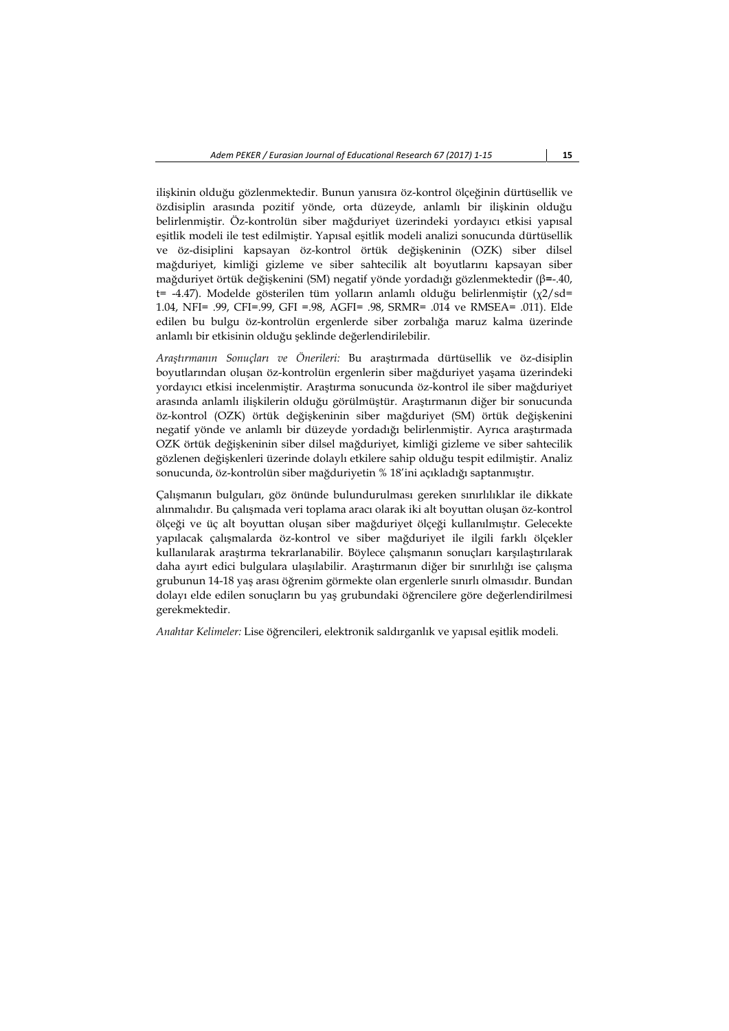ilişkinin olduğu gözlenmektedir. Bunun yanısıra öz-kontrol ölçeğinin dürtüsellik ve özdisiplin arasında pozitif yönde, orta düzeyde, anlamlı bir ilişkinin olduğu belirlenmiştir. Öz-kontrolün siber mağduriyet üzerindeki yordayıcı etkisi yapısal eşitlik modeli ile test edilmiştir. Yapısal eşitlik modeli analizi sonucunda dürtüsellik ve öz-disiplini kapsayan öz-kontrol örtük değişkeninin (OZK) siber dilsel mağduriyet, kimliği gizleme ve siber sahtecilik alt boyutlarını kapsayan siber mağduriyet örtük değişkenini (SM) negatif yönde yordadığı gözlenmektedir ($\beta$=-.40, t= -4.47). Modelde gösterilen tüm yolların anlamlı olduğu belirlenmiştir ($\chi 2$/sd= 1.04, NFI= .99, CFI=.99, GFI =.98, AGFI= .98, SRMR= .014 ve RMSEA= .011). Elde edilen bu bulgu öz-kontrolün ergenlerde siber zorbalığa maruz kalma üzerinde anlamlı bir etkisinin olduğu şeklinde değerlendirilebilir.

*Araştırmanın Sonuçları ve Önerileri:* Bu araştırmada dürtüsellik ve öz-disiplin boyutlarından oluşan öz-kontrolün ergenlerin siber mağduriyet yaşama üzerindeki yordayıcı etkisi incelenmiştir. Araştırma sonucunda öz-kontrol ile siber mağduriyet arasında anlamlı ilişkilerin olduğu görülmüştür. Araştırmanın diğer bir sonucunda öz-kontrol (OZK) örtük değişkeninin siber mağduriyet (SM) örtük değişkenini negatif yönde ve anlamlı bir düzeyde yordadığı belirlenmiştir. Ayrıca araştırmada OZK örtük değişkeninin siber dilsel mağduriyet, kimliği gizleme ve siber sahtecilik gözlenen değişkenleri üzerinde dolaylı etkilere sahip olduğu tespit edilmiştir. Analiz sonucunda, öz-kontrolün siber mağduriyetin % 18'ini açıkladığı saptanmıştır.

Çalışmanın bulguları, göz önünde bulundurulması gereken sınırlılıklar ile dikkate alınmalıdır. Bu çalışmada veri toplama aracı olarak iki alt boyuttan oluşan öz-kontrol ölçeği ve üç alt boyuttan oluşan siber mağduriyet ölçeği kullanılmıştır. Gelecekte yapılacak çalışmalarda öz-kontrol ve siber mağduriyet ile ilgili farklı ölçekler kullanılarak araştırma tekrarlanabilir. Böylece çalışmanın sonuçları karşılaştırılarak daha ayırt edici bulgulara ulaşılabilir. Araştırmanın diğer bir sınırlılığı ise çalışma grubunun 14-18 yaş arası öğrenim görmekte olan ergenlerle sınırlı olmasıdır. Bundan dolayı elde edilen sonuçların bu yaş grubundaki öğrencilere göre değerlendirilmesi gerekmektedir.

*Anahtar Kelimeler:* Lise öğrencileri, elektronik saldırganlık ve yapısal eşitlik modeli.